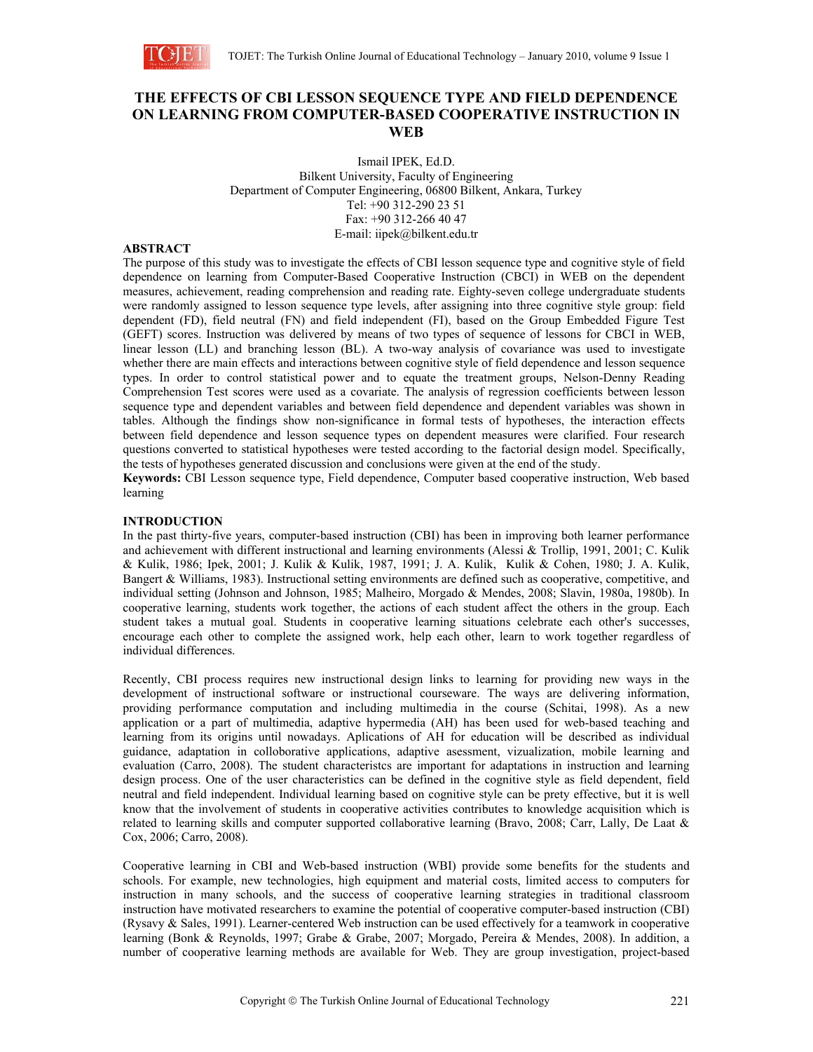# THE EFFECTS OF CBI LESSON SEQUENCE TYPE AND FIELD DEPENDENCE ON LEARNING FROM COMPUTER-BASED COOPERATIVE INSTRUCTION IN WEB

Ismail IPEK, Ed.D.
Bilkent University, Faculty of Engineering
Department of Computer Engineering, 06800 Bilkent, Ankara, Turkey
Tel: +90 312-290 23 51
Fax: +90 312-266 40 47
E-mail: iipek@bilkent.edu.tr

## ABSTRACT

The purpose of this study was to investigate the effects of CBI lesson sequence type and cognitive style of field dependence on learning from Computer-Based Cooperative Instruction (CBCI) in WEB on the dependent measures, achievement, reading comprehension and reading rate. Eighty-seven college undergraduate students were randomly assigned to lesson sequence type levels, after assigning into three cognitive style group: field dependent (FD), field neutral (FN) and field independent (FI), based on the Group Embedded Figure Test (GEFT) scores. Instruction was delivered by means of two types of sequence of lessons for CBCI in WEB, linear lesson (LL) and branching lesson (BL). A two-way analysis of covariance was used to investigate whether there are main effects and interactions between cognitive style of field dependence and lesson sequence types. In order to control statistical power and to equate the treatment groups, Nelson-Denny Reading Comprehension Test scores were used as a covariate. The analysis of regression coefficients between lesson sequence type and dependent variables and between field dependence and dependent variables was shown in tables. Although the findings show non-significance in formal tests of hypotheses, the interaction effects between field dependence and lesson sequence types on dependent measures were clarified. Four research questions converted to statistical hypotheses were tested according to the factorial design model. Specifically, the tests of hypotheses generated discussion and conclusions were given at the end of the study.

**Keywords:** CBI Lesson sequence type, Field dependence, Computer based cooperative instruction, Web based learning

## INTRODUCTION

In the past thirty-five years, computer-based instruction (CBI) has been in improving both learner performance and achievement with different instructional and learning environments (Alessi & Trollip, 1991, 2001; C. Kulik & Kulik, 1986; Ipek, 2001; J. Kulik & Kulik, 1987, 1991; J. A. Kulik, Kulik & Cohen, 1980; J. A. Kulik, Bangert & Williams, 1983). Instructional setting environments are defined such as cooperative, competitive, and individual setting (Johnson and Johnson, 1985; Malheiro, Morgado & Mendes, 2008; Slavin, 1980a, 1980b). In cooperative learning, students work together, the actions of each student affect the others in the group. Each student takes a mutual goal. Students in cooperative learning situations celebrate each other's successes, encourage each other to complete the assigned work, help each other, learn to work together regardless of individual differences.

Recently, CBI process requires new instructional design links to learning for providing new ways in the development of instructional software or instructional courseware. The ways are delivering information, providing performance computation and including multimedia in the course (Schitai, 1998). As a new application or a part of multimedia, adaptive hypermedia (AH) has been used for web-based teaching and learning from its origins until nowadays. Aplications of AH for education will be described as individual guidance, adaptation in colloborative applications, adaptive asessment, vizualization, mobile learning and evaluation (Carro, 2008). The student characteristcs are important for adaptations in instruction and learning design process. One of the user characteristics can be defined in the cognitive style as field dependent, field neutral and field independent. Individual learning based on cognitive style can be prety effective, but it is well know that the involvement of students in cooperative activities contributes to knowledge acquisition which is related to learning skills and computer supported collaborative learning (Bravo, 2008; Carr, Lally, De Laat & Cox, 2006; Carro, 2008).

Cooperative learning in CBI and Web-based instruction (WBI) provide some benefits for the students and schools. For example, new technologies, high equipment and material costs, limited access to computers for instruction in many schools, and the success of cooperative learning strategies in traditional classroom instruction have motivated researchers to examine the potential of cooperative computer-based instruction (CBI) (Rysavy & Sales, 1991). Learner-centered Web instruction can be used effectively for a teamwork in cooperative learning (Bonk & Reynolds, 1997; Grabe & Grabe, 2007; Morgado, Pereira & Mendes, 2008). In addition, a number of cooperative learning methods are available for Web. They are group investigation, project-based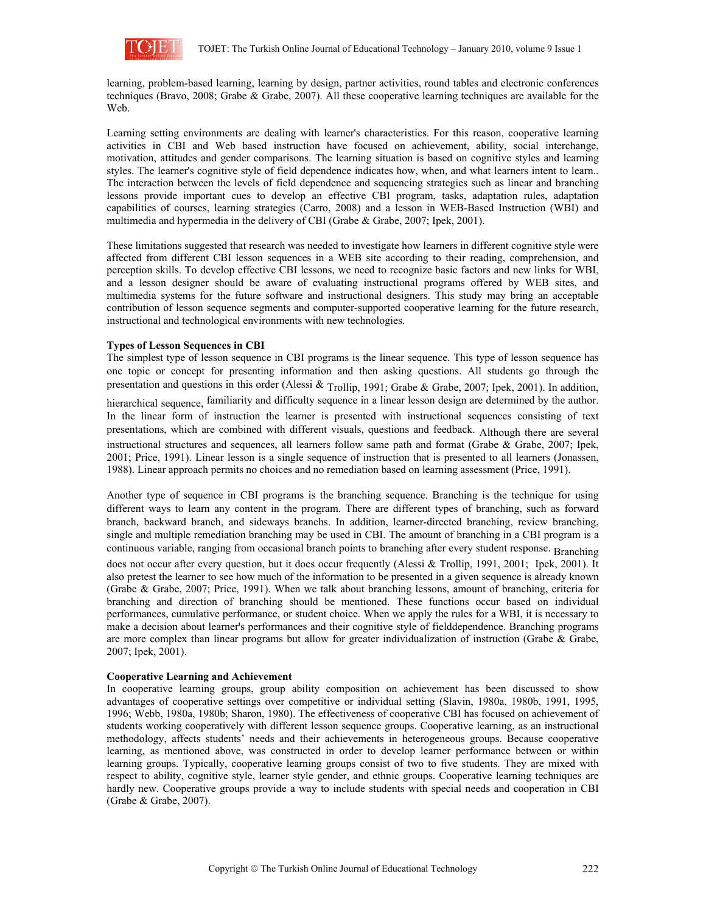learning, problem-based learning, learning by design, partner activities, round tables and electronic conferences techniques (Bravo, 2008; Grabe & Grabe, 2007). All these cooperative learning techniques are available for the Web.

Learning setting environments are dealing with learner's characteristics. For this reason, cooperative learning activities in CBI and Web based instruction have focused on achievement, ability, social interchange, motivation, attitudes and gender comparisons. The learning situation is based on cognitive styles and learning styles. The learner's cognitive style of field dependence indicates how, when, and what learners intent to learn.. The interaction between the levels of field dependence and sequencing strategies such as linear and branching lessons provide important cues to develop an effective CBI program, tasks, adaptation rules, adaptation capabilities of courses, learning strategies (Carro, 2008) and a lesson in WEB-Based Instruction (WBI) and multimedia and hypermedia in the delivery of CBI (Grabe & Grabe, 2007; Ipek, 2001).

These limitations suggested that research was needed to investigate how learners in different cognitive style were affected from different CBI lesson sequences in a WEB site according to their reading, comprehension, and perception skills. To develop effective CBI lessons, we need to recognize basic factors and new links for WBI, and a lesson designer should be aware of evaluating instructional programs offered by WEB sites, and multimedia systems for the future software and instructional designers. This study may bring an acceptable contribution of lesson sequence segments and computer-supported cooperative learning for the future research, instructional and technological environments with new technologies.

**Types of Lesson Sequences in CBI**

The simplest type of lesson sequence in CBI programs is the linear sequence. This type of lesson sequence has one topic or concept for presenting information and then asking questions. All students go through the presentation and questions in this order (Alessi & Trollip, 1991; Grabe & Grabe, 2007; Ipek, 2001). In addition, hierarchical sequence, familiarity and difficulty sequence in a linear lesson design are determined by the author. In the linear form of instruction the learner is presented with instructional sequences consisting of text presentations, which are combined with different visuals, questions and feedback. Although there are several instructional structures and sequences, all learners follow same path and format (Grabe & Grabe, 2007; Ipek, 2001; Price, 1991). Linear lesson is a single sequence of instruction that is presented to all learners (Jonassen, 1988). Linear approach permits no choices and no remediation based on learning assessment (Price, 1991).

Another type of sequence in CBI programs is the branching sequence. Branching is the technique for using different ways to learn any content in the program. There are different types of branching, such as forward branch, backward branch, and sideways branchs. In addition, learner-directed branching, review branching, single and multiple remediation branching may be used in CBI. The amount of branching in a CBI program is a continuous variable, ranging from occasional branch points to branching after every student response. Branching does not occur after every question, but it does occur frequently (Alessi & Trollip, 1991, 2001; Ipek, 2001). It also pretest the learner to see how much of the information to be presented in a given sequence is already known (Grabe & Grabe, 2007; Price, 1991). When we talk about branching lessons, amount of branching, criteria for branching and direction of branching should be mentioned. These functions occur based on individual performances, cumulative performance, or student choice. When we apply the rules for a WBI, it is necessary to make a decision about learner's performances and their cognitive style of fielddependence. Branching programs are more complex than linear programs but allow for greater individualization of instruction (Grabe & Grabe, 2007; Ipek, 2001).

**Cooperative Learning and Achievement**

In cooperative learning groups, group ability composition on achievement has been discussed to show advantages of cooperative settings over competitive or individual setting (Slavin, 1980a, 1980b, 1991, 1995, 1996; Webb, 1980a, 1980b; Sharon, 1980). The effectiveness of cooperative CBI has focused on achievement of students working cooperatively with different lesson sequence groups. Cooperative learning, as an instructional methodology, affects students' needs and their achievements in heterogeneous groups. Because cooperative learning, as mentioned above, was constructed in order to develop learner performance between or within learning groups. Typically, cooperative learning groups consist of two to five students. They are mixed with respect to ability, cognitive style, learner style gender, and ethnic groups. Cooperative learning techniques are hardly new. Cooperative groups provide a way to include students with special needs and cooperation in CBI (Grabe & Grabe, 2007).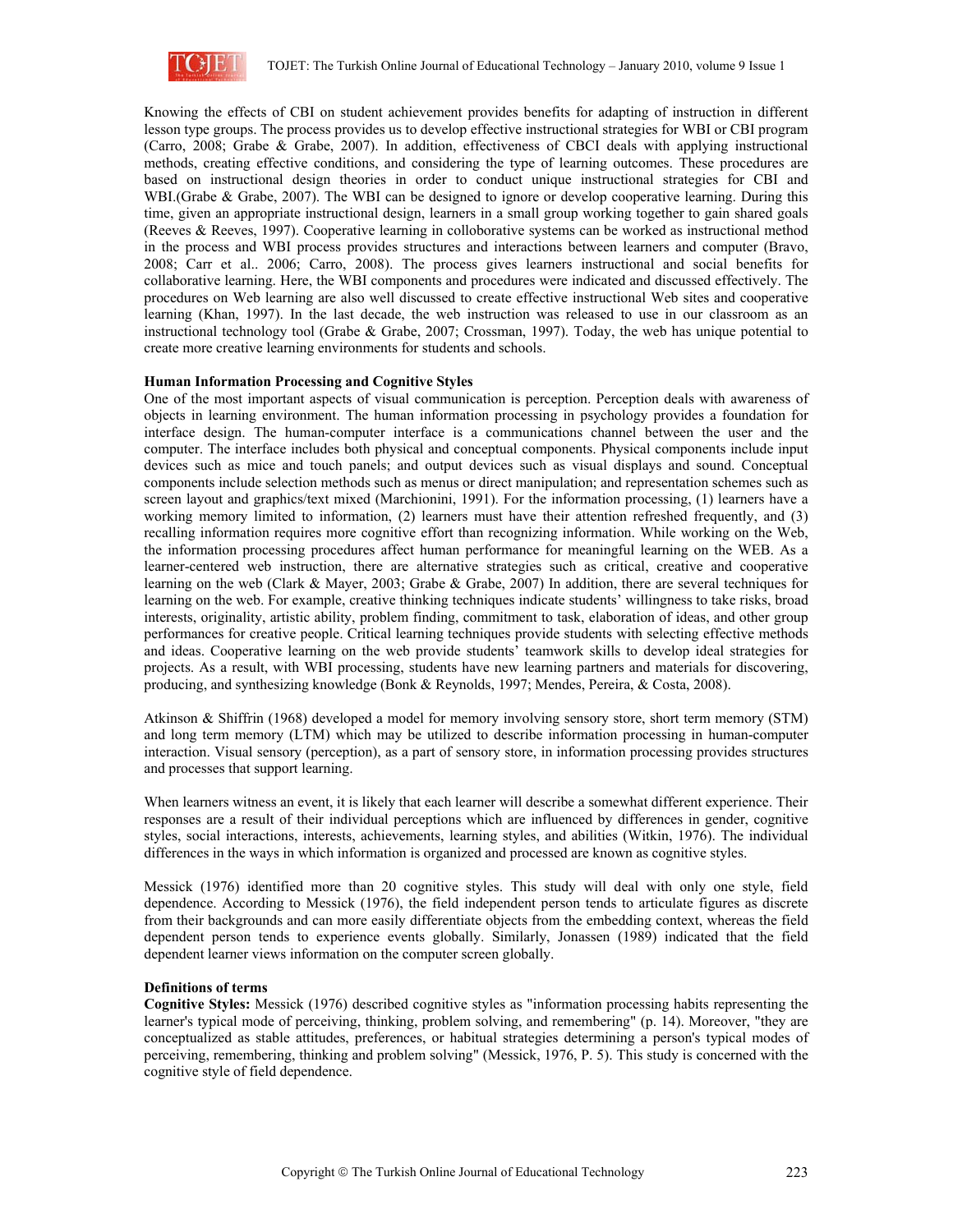Knowing the effects of CBI on student achievement provides benefits for adapting of instruction in different lesson type groups. The process provides us to develop effective instructional strategies for WBI or CBI program (Carro, 2008; Grabe & Grabe, 2007). In addition, effectiveness of CBCI deals with applying instructional methods, creating effective conditions, and considering the type of learning outcomes. These procedures are based on instructional design theories in order to conduct unique instructional strategies for CBI and WBI.(Grabe & Grabe, 2007). The WBI can be designed to ignore or develop cooperative learning. During this time, given an appropriate instructional design, learners in a small group working together to gain shared goals (Reeves & Reeves, 1997). Cooperative learning in colloborative systems can be worked as instructional method in the process and WBI process provides structures and interactions between learners and computer (Bravo, 2008; Carr et al.. 2006; Carro, 2008). The process gives learners instructional and social benefits for collaborative learning. Here, the WBI components and procedures were indicated and discussed effectively. The procedures on Web learning are also well discussed to create effective instructional Web sites and cooperative learning (Khan, 1997). In the last decade, the web instruction was released to use in our classroom as an instructional technology tool (Grabe & Grabe, 2007; Crossman, 1997). Today, the web has unique potential to create more creative learning environments for students and schools.

**Human Information Processing and Cognitive Styles**

One of the most important aspects of visual communication is perception. Perception deals with awareness of objects in learning environment. The human information processing in psychology provides a foundation for interface design. The human-computer interface is a communications channel between the user and the computer. The interface includes both physical and conceptual components. Physical components include input devices such as mice and touch panels; and output devices such as visual displays and sound. Conceptual components include selection methods such as menus or direct manipulation; and representation schemes such as screen layout and graphics/text mixed (Marchionini, 1991). For the information processing, (1) learners have a working memory limited to information, (2) learners must have their attention refreshed frequently, and (3) recalling information requires more cognitive effort than recognizing information. While working on the Web, the information processing procedures affect human performance for meaningful learning on the WEB. As a learner-centered web instruction, there are alternative strategies such as critical, creative and cooperative learning on the web (Clark & Mayer, 2003; Grabe & Grabe, 2007) In addition, there are several techniques for learning on the web. For example, creative thinking techniques indicate students' willingness to take risks, broad interests, originality, artistic ability, problem finding, commitment to task, elaboration of ideas, and other group performances for creative people. Critical learning techniques provide students with selecting effective methods and ideas. Cooperative learning on the web provide students' teamwork skills to develop ideal strategies for projects. As a result, with WBI processing, students have new learning partners and materials for discovering, producing, and synthesizing knowledge (Bonk & Reynolds, 1997; Mendes, Pereira, & Costa, 2008).

Atkinson & Shiffrin (1968) developed a model for memory involving sensory store, short term memory (STM) and long term memory (LTM) which may be utilized to describe information processing in human-computer interaction. Visual sensory (perception), as a part of sensory store, in information processing provides structures and processes that support learning.

When learners witness an event, it is likely that each learner will describe a somewhat different experience. Their responses are a result of their individual perceptions which are influenced by differences in gender, cognitive styles, social interactions, interests, achievements, learning styles, and abilities (Witkin, 1976). The individual differences in the ways in which information is organized and processed are known as cognitive styles.

Messick (1976) identified more than 20 cognitive styles. This study will deal with only one style, field dependence. According to Messick (1976), the field independent person tends to articulate figures as discrete from their backgrounds and can more easily differentiate objects from the embedding context, whereas the field dependent person tends to experience events globally. Similarly, Jonassen (1989) indicated that the field dependent learner views information on the computer screen globally.

**Definitions of terms**

**Cognitive Styles:** Messick (1976) described cognitive styles as "information processing habits representing the learner's typical mode of perceiving, thinking, problem solving, and remembering" (p. 14). Moreover, "they are conceptualized as stable attitudes, preferences, or habitual strategies determining a person's typical modes of perceiving, remembering, thinking and problem solving" (Messick, 1976, P. 5). This study is concerned with the cognitive style of field dependence.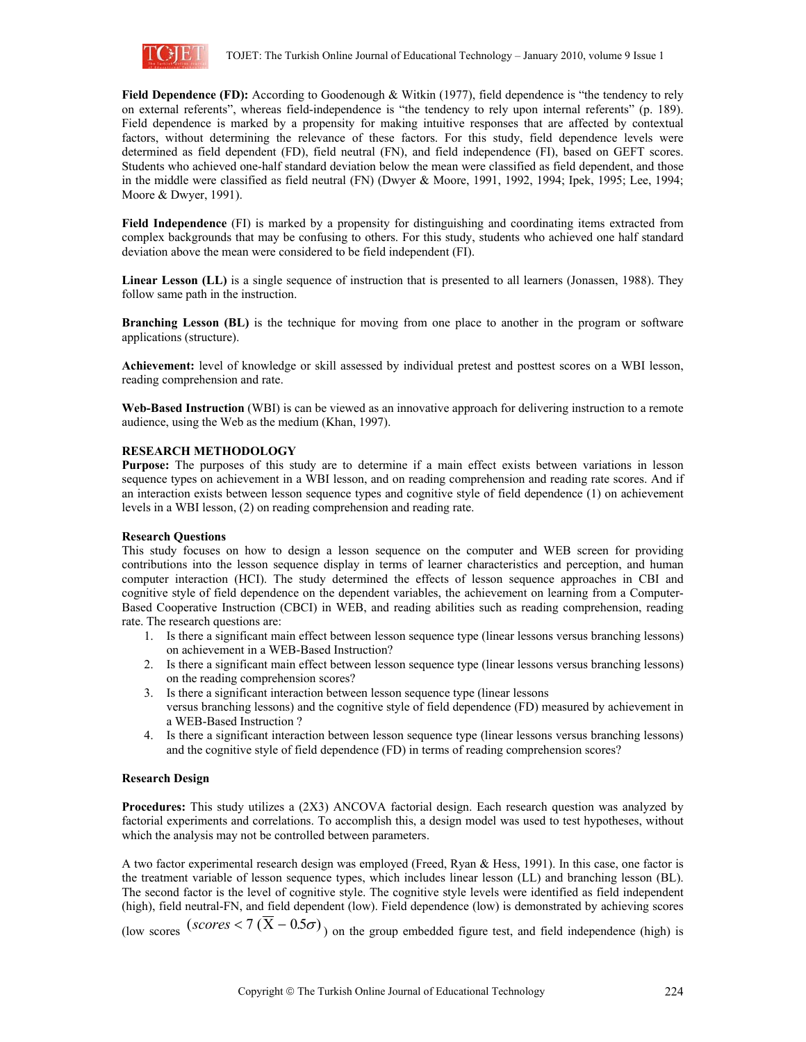**Field Dependence (FD):** According to Goodenough & Witkin (1977), field dependence is "the tendency to rely on external referents", whereas field-independence is "the tendency to rely upon internal referents" (p. 189). Field dependence is marked by a propensity for making intuitive responses that are affected by contextual factors, without determining the relevance of these factors. For this study, field dependence levels were determined as field dependent (FD), field neutral (FN), and field independence (FI), based on GEFT scores. Students who achieved one-half standard deviation below the mean were classified as field dependent, and those in the middle were classified as field neutral (FN) (Dwyer & Moore, 1991, 1992, 1994; Ipek, 1995; Lee, 1994; Moore & Dwyer, 1991).

**Field Independence** (FI) is marked by a propensity for distinguishing and coordinating items extracted from complex backgrounds that may be confusing to others. For this study, students who achieved one half standard deviation above the mean were considered to be field independent (FI).

**Linear Lesson (LL)** is a single sequence of instruction that is presented to all learners (Jonassen, 1988). They follow same path in the instruction.

**Branching Lesson (BL)** is the technique for moving from one place to another in the program or software applications (structure).

**Achievement:** level of knowledge or skill assessed by individual pretest and posttest scores on a WBI lesson, reading comprehension and rate.

**Web-Based Instruction** (WBI) is can be viewed as an innovative approach for delivering instruction to a remote audience, using the Web as the medium (Khan, 1997).

## RESEARCH METHODOLOGY

**Purpose:** The purposes of this study are to determine if a main effect exists between variations in lesson sequence types on achievement in a WBI lesson, and on reading comprehension and reading rate scores. And if an interaction exists between lesson sequence types and cognitive style of field dependence (1) on achievement levels in a WBI lesson, (2) on reading comprehension and reading rate.

### Research Questions

This study focuses on how to design a lesson sequence on the computer and WEB screen for providing contributions into the lesson sequence display in terms of learner characteristics and perception, and human computer interaction (HCI). The study determined the effects of lesson sequence approaches in CBI and cognitive style of field dependence on the dependent variables, the achievement on learning from a Computer-Based Cooperative Instruction (CBCI) in WEB, and reading abilities such as reading comprehension, reading rate. The research questions are:

1. Is there a significant main effect between lesson sequence type (linear lessons versus branching lessons) on achievement in a WEB-Based Instruction?
2. Is there a significant main effect between lesson sequence type (linear lessons versus branching lessons) on the reading comprehension scores?
3. Is there a significant interaction between lesson sequence type (linear lessons versus branching lessons) and the cognitive style of field dependence (FD) measured by achievement in a WEB-Based Instruction ?
4. Is there a significant interaction between lesson sequence type (linear lessons versus branching lessons) and the cognitive style of field dependence (FD) in terms of reading comprehension scores?

### Research Design

**Procedures:** This study utilizes a (2X3) ANCOVA factorial design. Each research question was analyzed by factorial experiments and correlations. To accomplish this, a design model was used to test hypotheses, without which the analysis may not be controlled between parameters.

A two factor experimental research design was employed (Freed, Ryan & Hess, 1991). In this case, one factor is the treatment variable of lesson sequence types, which includes linear lesson (LL) and branching lesson (BL). The second factor is the level of cognitive style. The cognitive style levels were identified as field independent (high), field neutral-FN, and field dependent (low). Field dependence (low) is demonstrated by achieving scores (low scores $(scores < 7\ (\overline{X} - 0.5\sigma)$) on the group embedded figure test, and field independence (high) is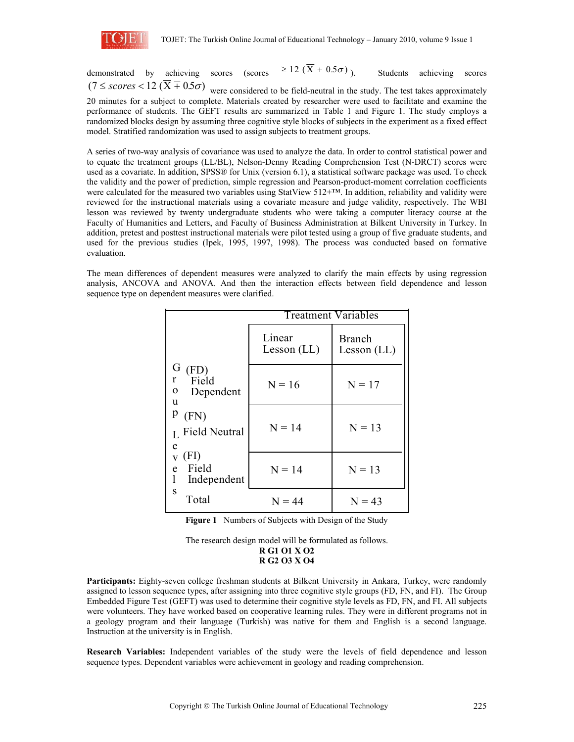demonstrated by achieving scores (scores $\geq 12\ (\overline{X} + 0.5\sigma)$). Students achieving scores $(7 \leq scores < 12\ (\overline{X} \mp 0.5\sigma)$ were considered to be field-neutral in the study. The test takes approximately 20 minutes for a subject to complete. Materials created by researcher were used to facilitate and examine the performance of students. The GEFT results are summarized in Table 1 and Figure 1. The study employs a randomized blocks design by assuming three cognitive style blocks of subjects in the experiment as a fixed effect model. Stratified randomization was used to assign subjects to treatment groups.

A series of two-way analysis of covariance was used to analyze the data. In order to control statistical power and to equate the treatment groups (LL/BL), Nelson-Denny Reading Comprehension Test (N-DRCT) scores were used as a covariate. In addition, SPSS® for Unix (version 6.1), a statistical software package was used. To check the validity and the power of prediction, simple regression and Pearson-product-moment correlation coefficients were calculated for the measured two variables using StatView 512+™. In addition, reliability and validity were reviewed for the instructional materials using a covariate measure and judge validity, respectively. The WBI lesson was reviewed by twenty undergraduate students who were taking a computer literacy course at the Faculty of Humanities and Letters, and Faculty of Business Administration at Bilkent University in Turkey. In addition, pretest and posttest instructional materials were pilot tested using a group of five graduate students, and used for the previous studies (Ipek, 1995, 1997, 1998). The process was conducted based on formative evaluation.

The mean differences of dependent measures were analyzed to clarify the main effects by using regression analysis, ANCOVA and ANOVA. And then the interaction effects between field dependence and lesson sequence type on dependent measures were clarified.

| Group Levels | Treatment Variables: Linear Lesson (LL) | Treatment Variables: Branch Lesson (LL) |
|---|---|---|
| (FD) Field Dependent | N = 16 | N = 17 |
| (FN) Field Neutral | N = 14 | N = 13 |
| (FI) Field Independent | N = 14 | N = 13 |
| Total | N = 44 | N = 43 |

**Figure 1** Numbers of Subjects with Design of the Study

The research design model will be formulated as follows.

**R G1 O1 X O2**
**R G2 O3 X O4**

**Participants:** Eighty-seven college freshman students at Bilkent University in Ankara, Turkey, were randomly assigned to lesson sequence types, after assigning into three cognitive style groups (FD, FN, and FI). The Group Embedded Figure Test (GEFT) was used to determine their cognitive style levels as FD, FN, and FI. All subjects were volunteers. They have worked based on cooperative learning rules. They were in different programs not in a geology program and their language (Turkish) was native for them and English is a second language. Instruction at the university is in English.

**Research Variables:** Independent variables of the study were the levels of field dependence and lesson sequence types. Dependent variables were achievement in geology and reading comprehension.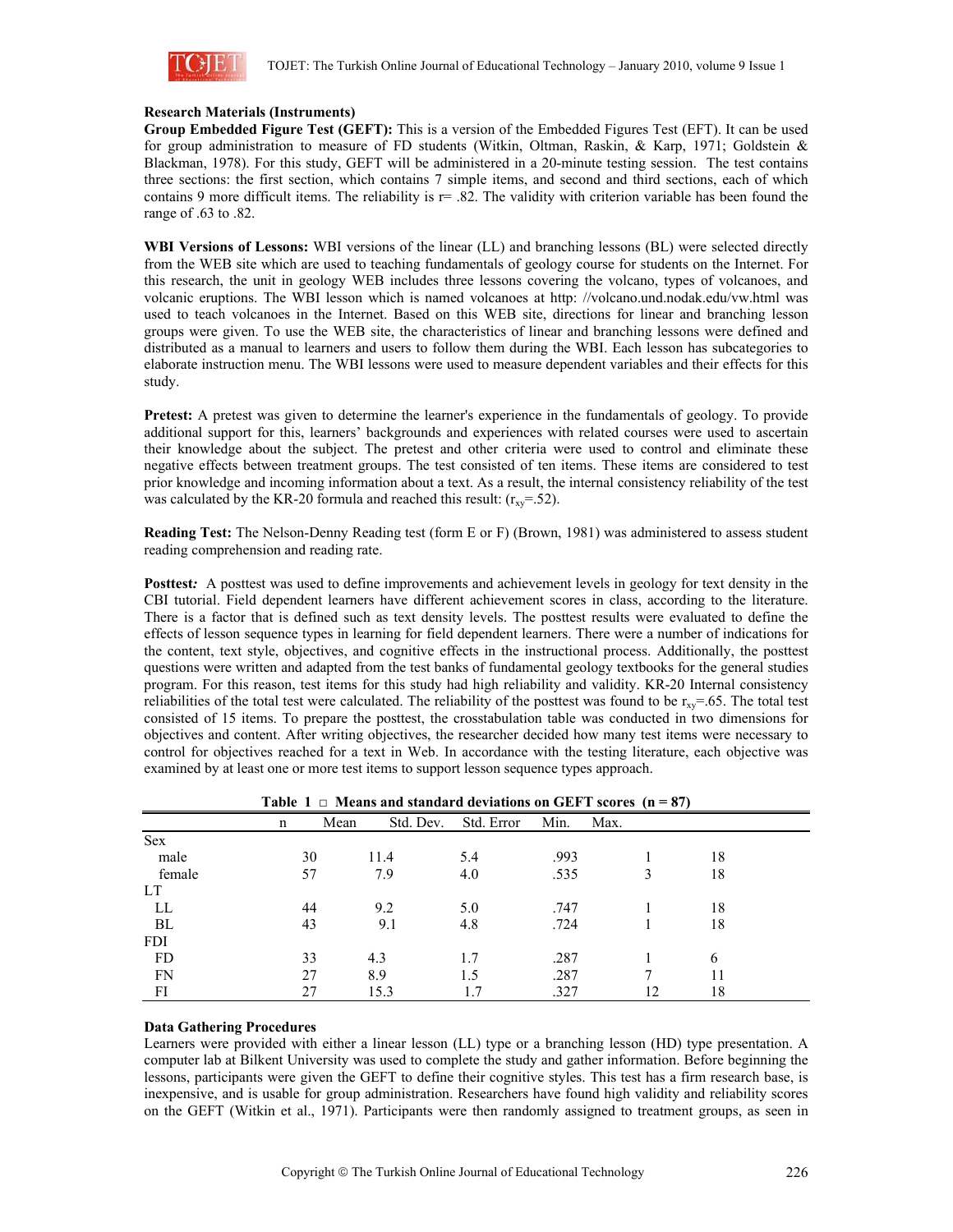### Research Materials (Instruments)

**Group Embedded Figure Test (GEFT):** This is a version of the Embedded Figures Test (EFT). It can be used for group administration to measure of FD students (Witkin, Oltman, Raskin, & Karp, 1971; Goldstein & Blackman, 1978). For this study, GEFT will be administered in a 20-minute testing session. The test contains three sections: the first section, which contains 7 simple items, and second and third sections, each of which contains 9 more difficult items. The reliability is r= .82. The validity with criterion variable has been found the range of .63 to .82.

**WBI Versions of Lessons:** WBI versions of the linear (LL) and branching lessons (BL) were selected directly from the WEB site which are used to teaching fundamentals of geology course for students on the Internet. For this research, the unit in geology WEB includes three lessons covering the volcano, types of volcanoes, and volcanic eruptions. The WBI lesson which is named volcanoes at http: //volcano.und.nodak.edu/vw.html was used to teach volcanoes in the Internet. Based on this WEB site, directions for linear and branching lesson groups were given. To use the WEB site, the characteristics of linear and branching lessons were defined and distributed as a manual to learners and users to follow them during the WBI. Each lesson has subcategories to elaborate instruction menu. The WBI lessons were used to measure dependent variables and their effects for this study.

**Pretest:** A pretest was given to determine the learner's experience in the fundamentals of geology. To provide additional support for this, learners' backgrounds and experiences with related courses were used to ascertain their knowledge about the subject. The pretest and other criteria were used to control and eliminate these negative effects between treatment groups. The test consisted of ten items. These items are considered to test prior knowledge and incoming information about a text. As a result, the internal consistency reliability of the test was calculated by the KR-20 formula and reached this result: ($r_{xy}$=.52).

**Reading Test:** The Nelson-Denny Reading test (form E or F) (Brown, 1981) was administered to assess student reading comprehension and reading rate.

***Posttest:*** A posttest was used to define improvements and achievement levels in geology for text density in the CBI tutorial. Field dependent learners have different achievement scores in class, according to the literature. There is a factor that is defined such as text density levels. The posttest results were evaluated to define the effects of lesson sequence types in learning for field dependent learners. There were a number of indications for the content, text style, objectives, and cognitive effects in the instructional process. Additionally, the posttest questions were written and adapted from the test banks of fundamental geology textbooks for the general studies program. For this reason, test items for this study had high reliability and validity. KR-20 Internal consistency reliabilities of the total test were calculated. The reliability of the posttest was found to be $r_{xy}$=.65. The total test consisted of 15 items. To prepare the posttest, the crosstabulation table was conducted in two dimensions for objectives and content. After writing objectives, the researcher decided how many test items were necessary to control for objectives reached for a text in Web. In accordance with the testing literature, each objective was examined by at least one or more test items to support lesson sequence types approach.

**Table 1 □ Means and standard deviations on GEFT scores (n = 87)**

| | n | Mean | Std. Dev. | Std. Error | Min. | Max. |
|---|---|---|---|---|---|---|
| Sex | | | | | | |
| male | 30 | 11.4 | 5.4 | .993 | 1 | 18 |
| female | 57 | 7.9 | 4.0 | .535 | 3 | 18 |
| LT | | | | | | |
| LL | 44 | 9.2 | 5.0 | .747 | 1 | 18 |
| BL | 43 | 9.1 | 4.8 | .724 | 1 | 18 |
| FDI | | | | | | |
| FD | 33 | 4.3 | 1.7 | .287 | 1 | 6 |
| FN | 27 | 8.9 | 1.5 | .287 | 7 | 11 |
| FI | 27 | 15.3 | 1.7 | .327 | 12 | 18 |

### Data Gathering Procedures

Learners were provided with either a linear lesson (LL) type or a branching lesson (HD) type presentation. A computer lab at Bilkent University was used to complete the study and gather information. Before beginning the lessons, participants were given the GEFT to define their cognitive styles. This test has a firm research base, is inexpensive, and is usable for group administration. Researchers have found high validity and reliability scores on the GEFT (Witkin et al., 1971). Participants were then randomly assigned to treatment groups, as seen in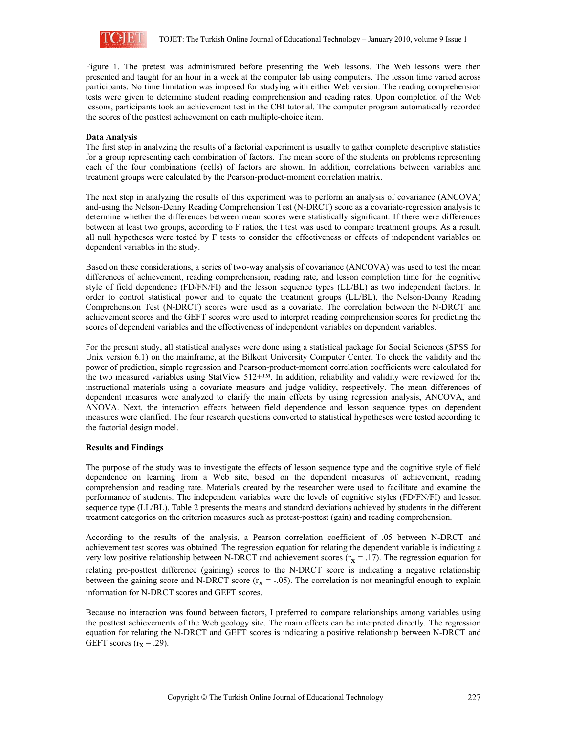Figure 1. The pretest was administrated before presenting the Web lessons. The Web lessons were then presented and taught for an hour in a week at the computer lab using computers. The lesson time varied across participants. No time limitation was imposed for studying with either Web version. The reading comprehension tests were given to determine student reading comprehension and reading rates. Upon completion of the Web lessons, participants took an achievement test in the CBI tutorial. The computer program automatically recorded the scores of the posttest achievement on each multiple-choice item.

**Data Analysis**

The first step in analyzing the results of a factorial experiment is usually to gather complete descriptive statistics for a group representing each combination of factors. The mean score of the students on problems representing each of the four combinations (cells) of factors are shown. In addition, correlations between variables and treatment groups were calculated by the Pearson-product-moment correlation matrix.

The next step in analyzing the results of this experiment was to perform an analysis of covariance (ANCOVA) and-using the Nelson-Denny Reading Comprehension Test (N-DRCT) score as a covariate-regression analysis to determine whether the differences between mean scores were statistically significant. If there were differences between at least two groups, according to F ratios, the t test was used to compare treatment groups. As a result, all null hypotheses were tested by F tests to consider the effectiveness or effects of independent variables on dependent variables in the study.

Based on these considerations, a series of two-way analysis of covariance (ANCOVA) was used to test the mean differences of achievement, reading comprehension, reading rate, and lesson completion time for the cognitive style of field dependence (FD/FN/FI) and the lesson sequence types (LL/BL) as two independent factors. In order to control statistical power and to equate the treatment groups (LL/BL), the Nelson-Denny Reading Comprehension Test (N-DRCT) scores were used as a covariate. The correlation between the N-DRCT and achievement scores and the GEFT scores were used to interpret reading comprehension scores for predicting the scores of dependent variables and the effectiveness of independent variables on dependent variables.

For the present study, all statistical analyses were done using a statistical package for Social Sciences (SPSS for Unix version 6.1) on the mainframe, at the Bilkent University Computer Center. To check the validity and the power of prediction, simple regression and Pearson-product-moment correlation coefficients were calculated for the two measured variables using StatView 512+™. In addition, reliability and validity were reviewed for the instructional materials using a covariate measure and judge validity, respectively. The mean differences of dependent measures were analyzed to clarify the main effects by using regression analysis, ANCOVA, and ANOVA. Next, the interaction effects between field dependence and lesson sequence types on dependent measures were clarified. The four research questions converted to statistical hypotheses were tested according to the factorial design model.

**Results and Findings**

The purpose of the study was to investigate the effects of lesson sequence type and the cognitive style of field dependence on learning from a Web site, based on the dependent measures of achievement, reading comprehension and reading rate. Materials created by the researcher were used to facilitate and examine the performance of students. The independent variables were the levels of cognitive styles (FD/FN/FI) and lesson sequence type (LL/BL). Table 2 presents the means and standard deviations achieved by students in the different treatment categories on the criterion measures such as pretest-posttest (gain) and reading comprehension.

According to the results of the analysis, a Pearson correlation coefficient of .05 between N-DRCT and achievement test scores was obtained. The regression equation for relating the dependent variable is indicating a very low positive relationship between N-DRCT and achievement scores ($r_x = .17$). The regression equation for relating pre-posttest difference (gaining) scores to the N-DRCT score is indicating a negative relationship between the gaining score and N-DRCT score ($r_x = -.05$). The correlation is not meaningful enough to explain information for N-DRCT scores and GEFT scores.

Because no interaction was found between factors, I preferred to compare relationships among variables using the posttest achievements of the Web geology site. The main effects can be interpreted directly. The regression equation for relating the N-DRCT and GEFT scores is indicating a positive relationship between N-DRCT and GEFT scores ($r_x = .29$).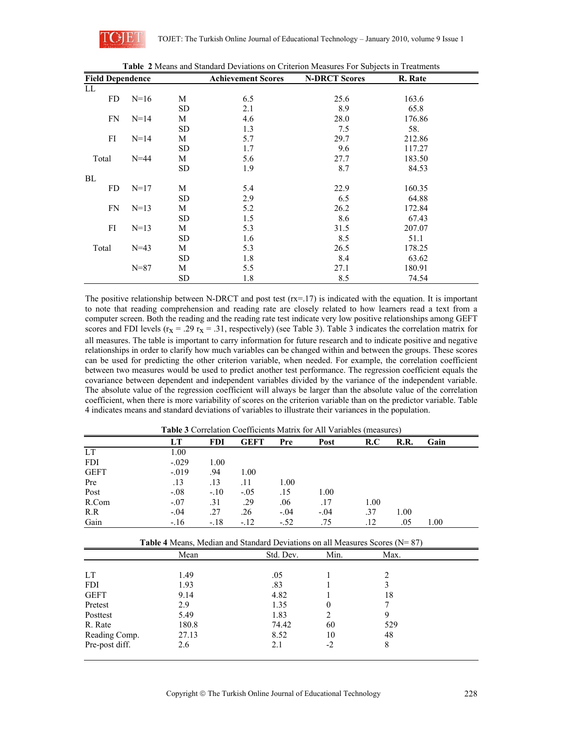**Table 2** Means and Standard Deviations on Criterion Measures For Subjects in Treatments

| Field Dependence | | | Achievement Scores | N-DRCT Scores | R. Rate |
|---|---|---|---|---|---|
| LL | | | | | |
| FD | N=16 | M | 6.5 | 25.6 | 163.6 |
| | | SD | 2.1 | 8.9 | 65.8 |
| FN | N=14 | M | 4.6 | 28.0 | 176.86 |
| | | SD | 1.3 | 7.5 | 58. |
| FI | N=14 | M | 5.7 | 29.7 | 212.86 |
| | | SD | 1.7 | 9.6 | 117.27 |
| Total | N=44 | M | 5.6 | 27.7 | 183.50 |
| | | SD | 1.9 | 8.7 | 84.53 |
| BL | | | | | |
| FD | N=17 | M | 5.4 | 22.9 | 160.35 |
| | | SD | 2.9 | 6.5 | 64.88 |
| FN | N=13 | M | 5.2 | 26.2 | 172.84 |
| | | SD | 1.5 | 8.6 | 67.43 |
| FI | N=13 | M | 5.3 | 31.5 | 207.07 |
| | | SD | 1.6 | 8.5 | 51.1 |
| Total | N=43 | M | 5.3 | 26.5 | 178.25 |
| | | SD | 1.8 | 8.4 | 63.62 |
| | N=87 | M | 5.5 | 27.1 | 180.91 |
| | | SD | 1.8 | 8.5 | 74.54 |

The positive relationship between N-DRCT and post test (rx=.17) is indicated with the equation. It is important to note that reading comprehension and reading rate are closely related to how learners read a text from a computer screen. Both the reading and the reading rate test indicate very low positive relationships among GEFT scores and FDI levels ($r_x$ = .29 $r_x$ = .31, respectively) (see Table 3). Table 3 indicates the correlation matrix for all measures. The table is important to carry information for future research and to indicate positive and negative relationships in order to clarify how much variables can be changed within and between the groups. These scores can be used for predicting the other criterion variable, when needed. For example, the correlation coefficient between two measures would be used to predict another test performance. The regression coefficient equals the covariance between dependent and independent variables divided by the variance of the independent variable. The absolute value of the regression coefficient will always be larger than the absolute value of the correlation coefficient, when there is more variability of scores on the criterion variable than on the predictor variable. Table 4 indicates means and standard deviations of variables to illustrate their variances in the population.

**Table 3** Correlation Coefficients Matrix for All Variables (measures)

| | LT | FDI | GEFT | Pre | Post | R.C | R.R. | Gain |
|---|---|---|---|---|---|---|---|---|
| LT | 1.00 | | | | | | | |
| FDI | -.029 | 1.00 | | | | | | |
| GEFT | -.019 | .94 | 1.00 | | | | | |
| Pre | .13 | .13 | .11 | 1.00 | | | | |
| Post | -.08 | -.10 | -.05 | .15 | 1.00 | | | |
| R.Com | -.07 | .31 | .29 | .06 | .17 | 1.00 | | |
| R.R | -.04 | .27 | .26 | -.04 | -.04 | .37 | 1.00 | |
| Gain | -.16 | -.18 | -.12 | -.52 | .75 | .12 | .05 | 1.00 |

**Table 4** Means, Median and Standard Deviations on all Measures Scores (N= 87)

| | Mean | Std. Dev. | Min. | Max. |
|---|---|---|---|---|
| LT | 1.49 | .05 | 1 | 2 |
| FDI | 1.93 | .83 | 1 | 3 |
| GEFT | 9.14 | 4.82 | 1 | 18 |
| Pretest | 2.9 | 1.35 | 0 | 7 |
| Posttest | 5.49 | 1.83 | 2 | 9 |
| R. Rate | 180.8 | 74.42 | 60 | 529 |
| Reading Comp. | 27.13 | 8.52 | 10 | 48 |
| Pre-post diff. | 2.6 | 2.1 | -2 | 8 |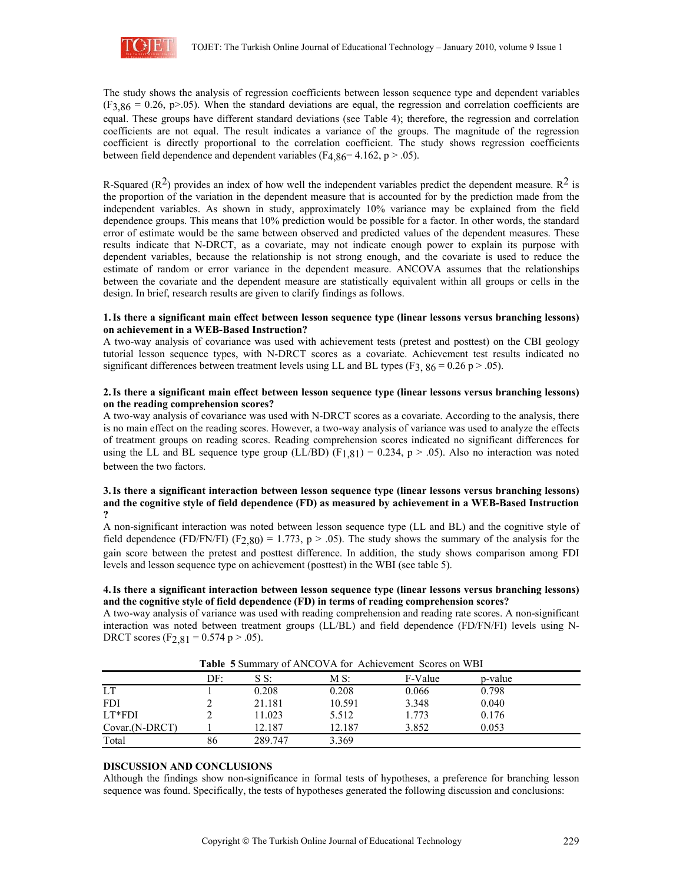The study shows the analysis of regression coefficients between lesson sequence type and dependent variables ($F_{3,86}$ = 0.26, p>.05). When the standard deviations are equal, the regression and correlation coefficients are equal. These groups have different standard deviations (see Table 4); therefore, the regression and correlation coefficients are not equal. The result indicates a variance of the groups. The magnitude of the regression coefficient is directly proportional to the correlation coefficient. The study shows regression coefficients between field dependence and dependent variables ($F_{4,86}$= 4.162, p > .05).

R-Squared ($R^2$) provides an index of how well the independent variables predict the dependent measure. $R^2$ is the proportion of the variation in the dependent measure that is accounted for by the prediction made from the independent variables. As shown in study, approximately 10% variance may be explained from the field dependence groups. This means that 10% prediction would be possible for a factor. In other words, the standard error of estimate would be the same between observed and predicted values of the dependent measures. These results indicate that N-DRCT, as a covariate, may not indicate enough power to explain its purpose with dependent variables, because the relationship is not strong enough, and the covariate is used to reduce the estimate of random or error variance in the dependent measure. ANCOVA assumes that the relationships between the covariate and the dependent measure are statistically equivalent within all groups or cells in the design. In brief, research results are given to clarify findings as follows.

**1. Is there a significant main effect between lesson sequence type (linear lessons versus branching lessons) on achievement in a WEB-Based Instruction?**

A two-way analysis of covariance was used with achievement tests (pretest and posttest) on the CBI geology tutorial lesson sequence types, with N-DRCT scores as a covariate. Achievement test results indicated no significant differences between treatment levels using LL and BL types ($F_{3,\ 86}$ = 0.26 p > .05).

**2. Is there a significant main effect between lesson sequence type (linear lessons versus branching lessons) on the reading comprehension scores?**

A two-way analysis of covariance was used with N-DRCT scores as a covariate. According to the analysis, there is no main effect on the reading scores. However, a two-way analysis of variance was used to analyze the effects of treatment groups on reading scores. Reading comprehension scores indicated no significant differences for using the LL and BL sequence type group (LL/BD) ($F_{1,81}$) = 0.234, p > .05). Also no interaction was noted between the two factors.

**3. Is there a significant interaction between lesson sequence type (linear lessons versus branching lessons) and the cognitive style of field dependence (FD) as measured by achievement in a WEB-Based Instruction ?**

A non-significant interaction was noted between lesson sequence type (LL and BL) and the cognitive style of field dependence (FD/FN/FI) ($F_{2,80}$) = 1.773, p > .05). The study shows the summary of the analysis for the gain score between the pretest and posttest difference. In addition, the study shows comparison among FDI levels and lesson sequence type on achievement (posttest) in the WBI (see table 5).

**4. Is there a significant interaction between lesson sequence type (linear lessons versus branching lessons) and the cognitive style of field dependence (FD) in terms of reading comprehension scores?**

A two-way analysis of variance was used with reading comprehension and reading rate scores. A non-significant interaction was noted between treatment groups (LL/BL) and field dependence (FD/FN/FI) levels using N-DRCT scores ($F_{2,81}$ = 0.574 p > .05).

**Table 5** Summary of ANCOVA for Achievement Scores on WBI

| | DF: | S S: | M S: | F-Value | p-value |
|---|---|---|---|---|---|
| LT | 1 | 0.208 | 0.208 | 0.066 | 0.798 |
| FDI | 2 | 21.181 | 10.591 | 3.348 | 0.040 |
| LT*FDI | 2 | 11.023 | 5.512 | 1.773 | 0.176 |
| Covar.(N-DRCT) | 1 | 12.187 | 12.187 | 3.852 | 0.053 |
| Total | 86 | 289.747 | 3.369 | | |

## DISCUSSION AND CONCLUSIONS

Although the findings show non-significance in formal tests of hypotheses, a preference for branching lesson sequence was found. Specifically, the tests of hypotheses generated the following discussion and conclusions: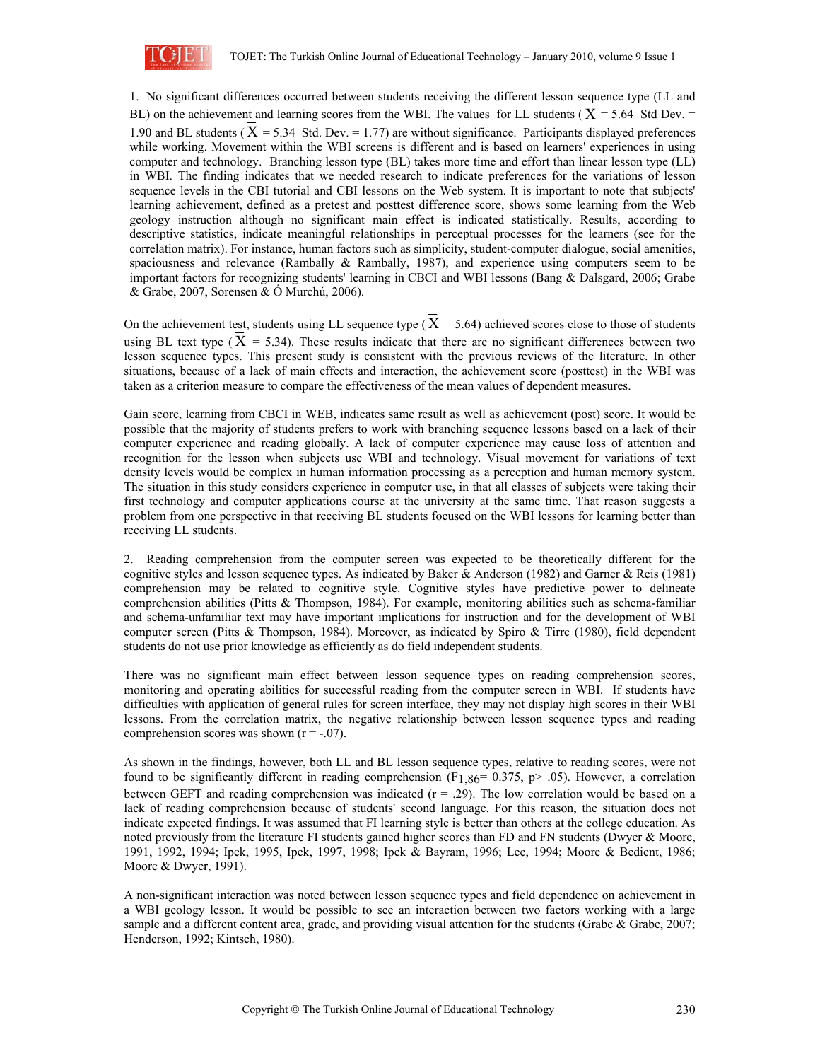1. No significant differences occurred between students receiving the different lesson sequence type (LL and BL) on the achievement and learning scores from the WBI. The values for LL students ($\overline{X}$ = 5.64 Std Dev. = 1.90 and BL students ($\overline{X}$ = 5.34 Std. Dev. = 1.77) are without significance. Participants displayed preferences while working. Movement within the WBI screens is different and is based on learners' experiences in using computer and technology. Branching lesson type (BL) takes more time and effort than linear lesson type (LL) in WBI. The finding indicates that we needed research to indicate preferences for the variations of lesson sequence levels in the CBI tutorial and CBI lessons on the Web system. It is important to note that subjects' learning achievement, defined as a pretest and posttest difference score, shows some learning from the Web geology instruction although no significant main effect is indicated statistically. Results, according to descriptive statistics, indicate meaningful relationships in perceptual processes for the learners (see for the correlation matrix). For instance, human factors such as simplicity, student-computer dialogue, social amenities, spaciousness and relevance (Rambally & Rambally, 1987), and experience using computers seem to be important factors for recognizing students' learning in CBCI and WBI lessons (Bang & Dalsgard, 2006; Grabe & Grabe, 2007, Sorensen & Ó Murchú, 2006).

On the achievement test, students using LL sequence type ($\overline{X}$ = 5.64) achieved scores close to those of students using BL text type ($\overline{X}$ = 5.34). These results indicate that there are no significant differences between two lesson sequence types. This present study is consistent with the previous reviews of the literature. In other situations, because of a lack of main effects and interaction, the achievement score (posttest) in the WBI was taken as a criterion measure to compare the effectiveness of the mean values of dependent measures.

Gain score, learning from CBCI in WEB, indicates same result as well as achievement (post) score. It would be possible that the majority of students prefers to work with branching sequence lessons based on a lack of their computer experience and reading globally. A lack of computer experience may cause loss of attention and recognition for the lesson when subjects use WBI and technology. Visual movement for variations of text density levels would be complex in human information processing as a perception and human memory system. The situation in this study considers experience in computer use, in that all classes of subjects were taking their first technology and computer applications course at the university at the same time. That reason suggests a problem from one perspective in that receiving BL students focused on the WBI lessons for learning better than receiving LL students.

2. Reading comprehension from the computer screen was expected to be theoretically different for the cognitive styles and lesson sequence types. As indicated by Baker & Anderson (1982) and Garner & Reis (1981) comprehension may be related to cognitive style. Cognitive styles have predictive power to delineate comprehension abilities (Pitts & Thompson, 1984). For example, monitoring abilities such as schema-familiar and schema-unfamiliar text may have important implications for instruction and for the development of WBI computer screen (Pitts & Thompson, 1984). Moreover, as indicated by Spiro & Tirre (1980), field dependent students do not use prior knowledge as efficiently as do field independent students.

There was no significant main effect between lesson sequence types on reading comprehension scores, monitoring and operating abilities for successful reading from the computer screen in WBI. If students have difficulties with application of general rules for screen interface, they may not display high scores in their WBI lessons. From the correlation matrix, the negative relationship between lesson sequence types and reading comprehension scores was shown ($r = -.07$).

As shown in the findings, however, both LL and BL lesson sequence types, relative to reading scores, were not found to be significantly different in reading comprehension ($F_{1,86}$= 0.375, $p > .05$). However, a correlation between GEFT and reading comprehension was indicated ($r = .29$). The low correlation would be based on a lack of reading comprehension because of students' second language. For this reason, the situation does not indicate expected findings. It was assumed that FI learning style is better than others at the college education. As noted previously from the literature FI students gained higher scores than FD and FN students (Dwyer & Moore, 1991, 1992, 1994; Ipek, 1995, Ipek, 1997, 1998; Ipek & Bayram, 1996; Lee, 1994; Moore & Bedient, 1986; Moore & Dwyer, 1991).

A non-significant interaction was noted between lesson sequence types and field dependence on achievement in a WBI geology lesson. It would be possible to see an interaction between two factors working with a large sample and a different content area, grade, and providing visual attention for the students (Grabe & Grabe, 2007; Henderson, 1992; Kintsch, 1980).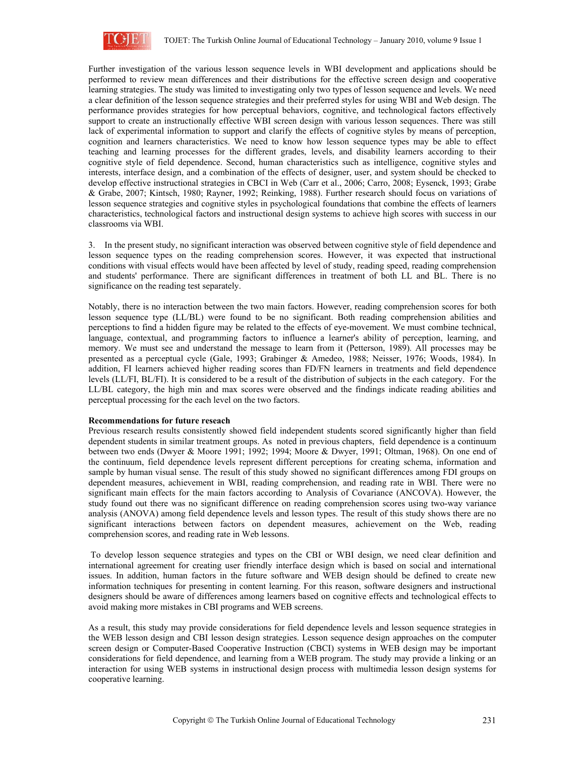Further investigation of the various lesson sequence levels in WBI development and applications should be performed to review mean differences and their distributions for the effective screen design and cooperative learning strategies. The study was limited to investigating only two types of lesson sequence and levels. We need a clear definition of the lesson sequence strategies and their preferred styles for using WBI and Web design. The performance provides strategies for how perceptual behaviors, cognitive, and technological factors effectively support to create an instructionally effective WBI screen design with various lesson sequences. There was still lack of experimental information to support and clarify the effects of cognitive styles by means of perception, cognition and learners characteristics. We need to know how lesson sequence types may be able to effect teaching and learning processes for the different grades, levels, and disability learners according to their cognitive style of field dependence. Second, human characteristics such as intelligence, cognitive styles and interests, interface design, and a combination of the effects of designer, user, and system should be checked to develop effective instructional strategies in CBCI in Web (Carr et al., 2006; Carro, 2008; Eysenck, 1993; Grabe & Grabe, 2007; Kintsch, 1980; Rayner, 1992; Reinking, 1988). Further research should focus on variations of lesson sequence strategies and cognitive styles in psychological foundations that combine the effects of learners characteristics, technological factors and instructional design systems to achieve high scores with success in our classrooms via WBI.

3. In the present study, no significant interaction was observed between cognitive style of field dependence and lesson sequence types on the reading comprehension scores. However, it was expected that instructional conditions with visual effects would have been affected by level of study, reading speed, reading comprehension and students' performance. There are significant differences in treatment of both LL and BL. There is no significance on the reading test separately.

Notably, there is no interaction between the two main factors. However, reading comprehension scores for both lesson sequence type (LL/BL) were found to be no significant. Both reading comprehension abilities and perceptions to find a hidden figure may be related to the effects of eye-movement. We must combine technical, language, contextual, and programming factors to influence a learner's ability of perception, learning, and memory. We must see and understand the message to learn from it (Petterson, 1989). All processes may be presented as a perceptual cycle (Gale, 1993; Grabinger & Amedeo, 1988; Neisser, 1976; Woods, 1984). In addition, FI learners achieved higher reading scores than FD/FN learners in treatments and field dependence levels (LL/FI, BL/FI). It is considered to be a result of the distribution of subjects in the each category. For the LL/BL category, the high min and max scores were observed and the findings indicate reading abilities and perceptual processing for the each level on the two factors.

**Recommendations for future reseach**

Previous research results consistently showed field independent students scored significantly higher than field dependent students in similar treatment groups. As noted in previous chapters, field dependence is a continuum between two ends (Dwyer & Moore 1991; 1992; 1994; Moore & Dwyer, 1991; Oltman, 1968). On one end of the continuum, field dependence levels represent different perceptions for creating schema, information and sample by human visual sense. The result of this study showed no significant differences among FDI groups on dependent measures, achievement in WBI, reading comprehension, and reading rate in WBI. There were no significant main effects for the main factors according to Analysis of Covariance (ANCOVA). However, the study found out there was no significant difference on reading comprehension scores using two-way variance analysis (ANOVA) among field dependence levels and lesson types. The result of this study shows there are no significant interactions between factors on dependent measures, achievement on the Web, reading comprehension scores, and reading rate in Web lessons.

To develop lesson sequence strategies and types on the CBI or WBI design, we need clear definition and international agreement for creating user friendly interface design which is based on social and international issues. In addition, human factors in the future software and WEB design should be defined to create new information techniques for presenting in content learning. For this reason, software designers and instructional designers should be aware of differences among learners based on cognitive effects and technological effects to avoid making more mistakes in CBI programs and WEB screens.

As a result, this study may provide considerations for field dependence levels and lesson sequence strategies in the WEB lesson design and CBI lesson design strategies. Lesson sequence design approaches on the computer screen design or Computer-Based Cooperative Instruction (CBCI) systems in WEB design may be important considerations for field dependence, and learning from a WEB program. The study may provide a linking or an interaction for using WEB systems in instructional design process with multimedia lesson design systems for cooperative learning.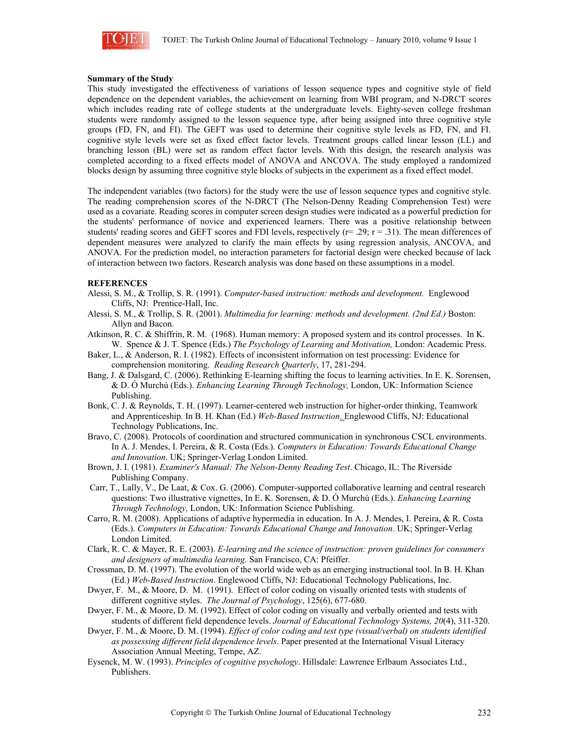**Summary of the Study**

This study investigated the effectiveness of variations of lesson sequence types and cognitive style of field dependence on the dependent variables, the achievement on learning from WBI program, and N-DRCT scores which includes reading rate of college students at the undergraduate levels. Eighty-seven college freshman students were randomly assigned to the lesson sequence type, after being assigned into three cognitive style groups (FD, FN, and FI). The GEFT was used to determine their cognitive style levels as FD, FN, and FI. cognitive style levels were set as fixed effect factor levels. Treatment groups called linear lesson (LL) and branching lesson (BL) were set as random effect factor levels. With this design, the research analysis was completed according to a fixed effects model of ANOVA and ANCOVA. The study employed a randomized blocks design by assuming three cognitive style blocks of subjects in the experiment as a fixed effect model.

The independent variables (two factors) for the study were the use of lesson sequence types and cognitive style. The reading comprehension scores of the N-DRCT (The Nelson-Denny Reading Comprehension Test) were used as a covariate. Reading scores in computer screen design studies were indicated as a powerful prediction for the students' performance of novice and experienced learners. There was a positive relationship between students' reading scores and GEFT scores and FDI levels, respectively ($r = .29$; $r = .31$). The mean differences of dependent measures were analyzed to clarify the main effects by using regression analysis, ANCOVA, and ANOVA. For the prediction model, no interaction parameters for factorial design were checked because of lack of interaction between two factors. Research analysis was done based on these assumptions in a model.

**REFERENCES**

Alessi, S. M., & Trollip, S. R. (1991). *Computer-based instruction: methods and development.* Englewood Cliffs, NJ: Prentice-Hall, Inc.

Alessi, S. M., & Trollip, S. R. (2001). *Multimedia for learning: methods and development. (2nd Ed.)* Boston: Allyn and Bacon.

Atkinson, R. C. & Shiffrin, R. M. (1968). Human memory: A proposed system and its control processes. In K. W. Spence & J. T. Spence (Eds.) *The Psychology of Learning and Motivation,* London: Academic Press.

Baker, L., & Anderson, R. I. (1982). Effects of inconsistent information on test processing: Evidence for comprehension monitoring. *Reading Research Quarterly*, 17, 281-294.

Bang, J. & Dalsgard, C. (2006). Rethinking E-learning shifting the focus to learning activities. In E. K. Sorensen, & D. Ó Murchú (Eds.). *Enhancing Learning Through Technology,* London, UK: Information Science Publishing.

Bonk, C. J. & Reynolds, T. H. (1997). Learner-centered web instruction for higher-order thinking, Teamwork and Apprenticeship. In B. H. Khan (Ed.) *Web-Based Instruction*. Englewood Cliffs, NJ: Educational Technology Publications, Inc.

Bravo, C. (2008). Protocols of coordination and structured communication in synchronous CSCL environments. In A. J. Mendes, I. Pereira, & R. Costa (Eds.). *Computers in Education: Towards Educational Change and Innovation*. UK; Springer-Verlag London Limited.

Brown, J. I. (1981). *Examiner's Manual: The Nelson-Denny Reading Test*. Chicago, IL: The Riverside Publishing Company.

Carr, T., Lally, V., De Laat, & Cox. G. (2006). Computer-supported collaborative learning and central research questions: Two illustrative vignettes, In E. K. Sorensen, & D. Ó Murchú (Eds.). *Enhancing Learning Through Technology,* London, UK: Information Science Publishing.

Carro, R. M. (2008). Applications of adaptive hypermedia in education. In A. J. Mendes, I. Pereira, & R. Costa (Eds.). *Computers in Education: Towards Educational Change and Innovation*. UK; Springer-Verlag London Limited.

Clark, R. C. & Mayer, R. E. (2003). *E-learning and the science of instruction: proven guidelines for consumers and designers of multimedia learning.* San Francisco, CA: Pfeiffer.

Crossman, D. M. (1997). The evolution of the world wide web as an emerging instructional tool. In B. H. Khan (Ed.) *Web-Based Instruction*. Englewood Cliffs, NJ: Educational Technology Publications, Inc.

Dwyer, F. M., & Moore, D. M. (1991). Effect of color coding on visually oriented tests with students of different cognitive styles. *The Journal of Psychology*, 125(6), 677-680.

Dwyer, F. M., & Moore, D. M. (1992). Effect of color coding on visually and verbally oriented and tests with students of different field dependence levels. *Journal of Educational Technology Systems, 20*(4), 311-320.

Dwyer, F. M., & Moore, D. M. (1994). *Effect of color coding and test type (visual/verbal) on students identified as possessing different field dependence levels*. Paper presented at the International Visual Literacy Association Annual Meeting, Tempe, AZ.

Eysenck, M. W. (1993). *Principles of cognitive psychology*. Hillsdale: Lawrence Erlbaum Associates Ltd., Publishers.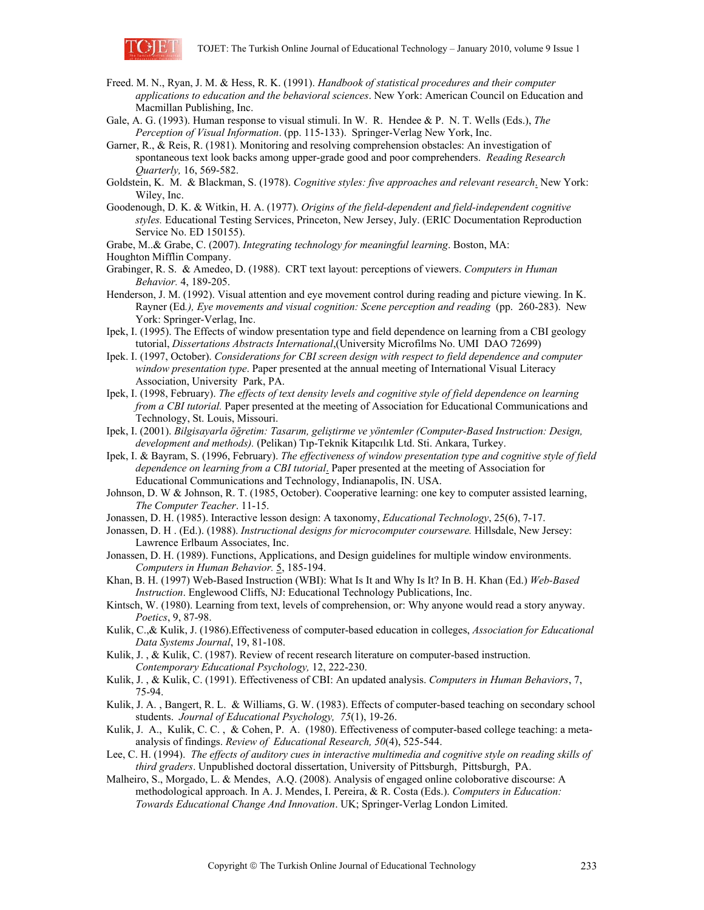Freed. M. N., Ryan, J. M. & Hess, R. K. (1991). *Handbook of statistical procedures and their computer applications to education and the behavioral sciences*. New York: American Council on Education and Macmillan Publishing, Inc.

Gale, A. G. (1993). Human response to visual stimuli. In W. R. Hendee & P. N. T. Wells (Eds.), *The Perception of Visual Information*. (pp. 115-133). Springer-Verlag New York, Inc.

Garner, R., & Reis, R. (1981). Monitoring and resolving comprehension obstacles: An investigation of spontaneous text look backs among upper-grade good and poor comprehenders. *Reading Research Quarterly,* 16, 569-582.

Goldstein, K. M. & Blackman, S. (1978). *Cognitive styles: five approaches and relevant research*. New York: Wiley, Inc.

Goodenough, D. K. & Witkin, H. A. (1977). *Origins of the field-dependent and field-independent cognitive styles.* Educational Testing Services, Princeton, New Jersey, July. (ERIC Documentation Reproduction Service No. ED 150155).

Grabe, M..& Grabe, C. (2007). *Integrating technology for meaningful learning*. Boston, MA: Houghton Mifflin Company.

Grabinger, R. S. & Amedeo, D. (1988). CRT text layout: perceptions of viewers. *Computers in Human Behavior.* 4, 189-205.

Henderson, J. M. (1992). Visual attention and eye movement control during reading and picture viewing. In K. Rayner (Ed*.), Eye movements and visual cognition: Scene perception and reading* (pp. 260-283). New York: Springer-Verlag, Inc.

Ipek, I. (1995). The Effects of window presentation type and field dependence on learning from a CBI geology tutorial, *Dissertations Abstracts International*,(University Microfilms No. UMI DAO 72699)

Ipek. I. (1997, October). *Considerations for CBI screen design with respect to field dependence and computer window presentation type*. Paper presented at the annual meeting of International Visual Literacy Association, University Park, PA.

Ipek, I. (1998, February). *The effects of text density levels and cognitive style of field dependence on learning from a CBI tutorial.* Paper presented at the meeting of Association for Educational Communications and Technology, St. Louis, Missouri.

Ipek, I. (2001). *Bilgisayarla öğretim: Tasarım, geliştirme ve yöntemler (Computer-Based Instruction: Design, development and methods).* (Pelikan) Tıp-Teknik Kitapcılık Ltd. Sti. Ankara, Turkey.

Ipek, I. & Bayram, S. (1996, February). *The effectiveness of window presentation type and cognitive style of field dependence on learning from a CBI tutorial*. Paper presented at the meeting of Association for Educational Communications and Technology, Indianapolis, IN. USA.

Johnson, D. W & Johnson, R. T. (1985, October). Cooperative learning: one key to computer assisted learning, *The Computer Teacher*. 11-15.

Jonassen, D. H. (1985). Interactive lesson design: A taxonomy, *Educational Technology*, 25(6), 7-17.

Jonassen, D. H . (Ed.). (1988). *Instructional designs for microcomputer courseware.* Hillsdale, New Jersey: Lawrence Erlbaum Associates, Inc.

Jonassen, D. H. (1989). Functions, Applications, and Design guidelines for multiple window environments. *Computers in Human Behavior.* 5, 185-194.

Khan, B. H. (1997) Web-Based Instruction (WBI): What Is It and Why Is It? In B. H. Khan (Ed.) *Web-Based Instruction*. Englewood Cliffs, NJ: Educational Technology Publications, Inc.

Kintsch, W. (1980). Learning from text, levels of comprehension, or: Why anyone would read a story anyway. *Poetics*, 9, 87-98.

Kulik, C.,& Kulik, J. (1986).Effectiveness of computer-based education in colleges, *Association for Educational Data Systems Journal*, 19, 81-108.

Kulik, J. , & Kulik, C. (1987). Review of recent research literature on computer-based instruction. *Contemporary Educational Psychology,* 12, 222-230.

Kulik, J. , & Kulik, C. (1991). Effectiveness of CBI: An updated analysis. *Computers in Human Behaviors*, 7, 75-94.

Kulik, J. A. , Bangert, R. L. & Williams, G. W. (1983). Effects of computer-based teaching on secondary school students. *Journal of Educational Psychology, 75*(1), 19-26.

Kulik, J. A., Kulik, C. C. , & Cohen, P. A. (1980). Effectiveness of computer-based college teaching: a meta-analysis of findings. *Review of Educational Research, 50*(4), 525-544.

Lee, C. H. (1994). *The effects of auditory cues in interactive multimedia and cognitive style on reading skills of third graders*. Unpublished doctoral dissertation, University of Pittsburgh, Pittsburgh, PA.

Malheiro, S., Morgado, L. & Mendes, A.Q. (2008). Analysis of engaged online coloborative discourse: A methodological approach. In A. J. Mendes, I. Pereira, & R. Costa (Eds.). *Computers in Education: Towards Educational Change And Innovation*. UK; Springer-Verlag London Limited.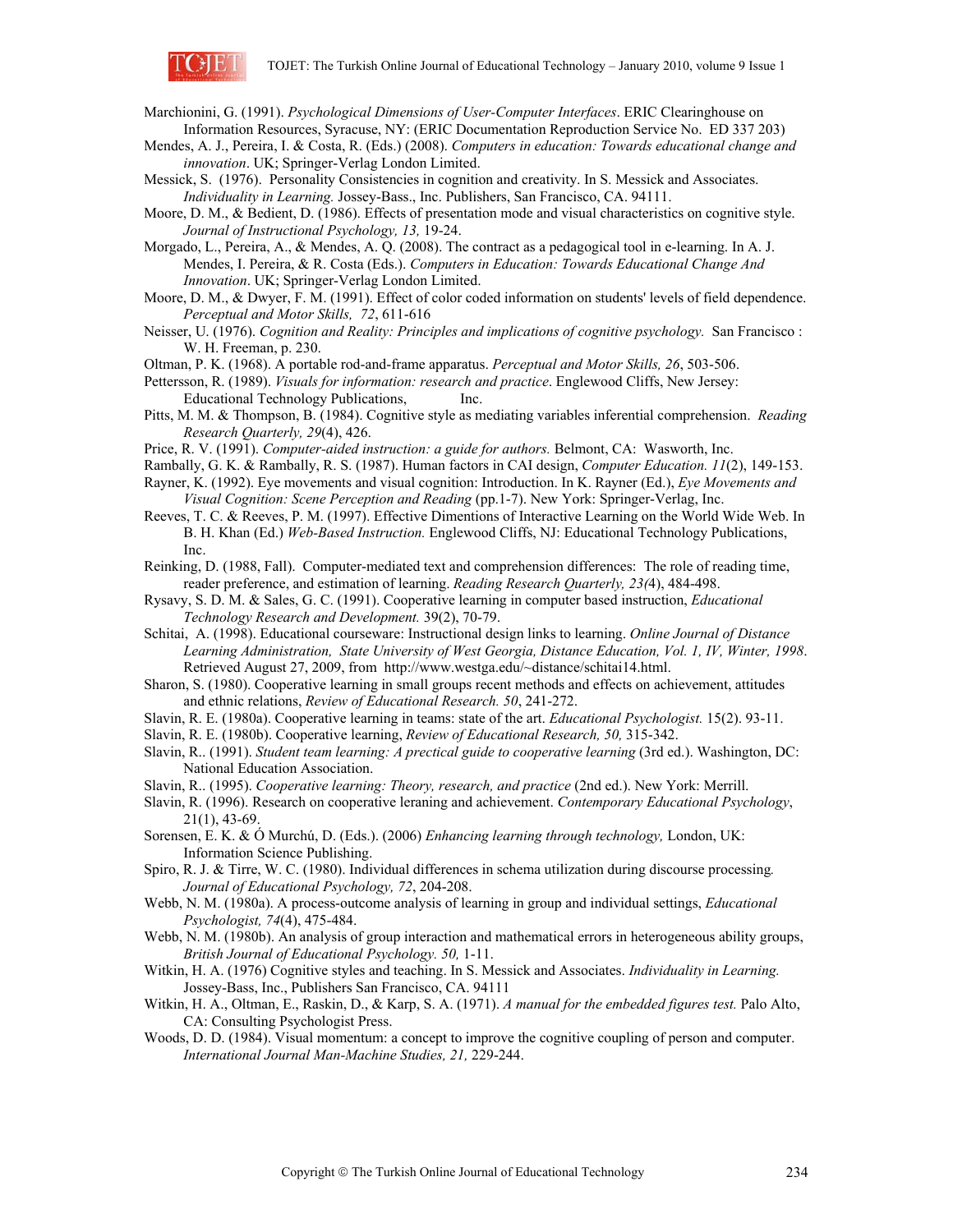Marchionini, G. (1991). *Psychological Dimensions of User-Computer Interfaces*. ERIC Clearinghouse on Information Resources, Syracuse, NY: (ERIC Documentation Reproduction Service No. ED 337 203)

Mendes, A. J., Pereira, I. & Costa, R. (Eds.) (2008). *Computers in education: Towards educational change and innovation*. UK; Springer-Verlag London Limited.

Messick, S. (1976). Personality Consistencies in cognition and creativity. In S. Messick and Associates. *Individuality in Learning.* Jossey-Bass., Inc. Publishers, San Francisco, CA. 94111.

Moore, D. M., & Bedient, D. (1986). Effects of presentation mode and visual characteristics on cognitive style. *Journal of Instructional Psychology, 13,* 19-24.

Morgado, L., Pereira, A., & Mendes, A. Q. (2008). The contract as a pedagogical tool in e-learning. In A. J. Mendes, I. Pereira, & R. Costa (Eds.). *Computers in Education: Towards Educational Change And Innovation*. UK; Springer-Verlag London Limited.

Moore, D. M., & Dwyer, F. M. (1991). Effect of color coded information on students' levels of field dependence. *Perceptual and Motor Skills, 72*, 611-616

Neisser, U. (1976). *Cognition and Reality: Principles and implications of cognitive psychology.* San Francisco : W. H. Freeman, p. 230.

Oltman, P. K. (1968). A portable rod-and-frame apparatus. *Perceptual and Motor Skills, 26*, 503-506.

Pettersson, R. (1989). *Visuals for information: research and practice*. Englewood Cliffs, New Jersey: Educational Technology Publications, Inc.

Pitts, M. M. & Thompson, B. (1984). Cognitive style as mediating variables inferential comprehension. *Reading Research Quarterly, 29*(4), 426.

Price, R. V. (1991). *Computer-aided instruction: a guide for authors.* Belmont, CA: Wasworth, Inc.

Rambally, G. K. & Rambally, R. S. (1987). Human factors in CAI design, *Computer Education. 11*(2), 149-153.

Rayner, K. (1992). Eye movements and visual cognition: Introduction. In K. Rayner (Ed.), *Eye Movements and Visual Cognition: Scene Perception and Reading* (pp.1-7). New York: Springer-Verlag, Inc.

Reeves, T. C. & Reeves, P. M. (1997). Effective Dimentions of Interactive Learning on the World Wide Web. In B. H. Khan (Ed.) *Web-Based Instruction.* Englewood Cliffs, NJ: Educational Technology Publications, Inc.

Reinking, D. (1988, Fall). Computer-mediated text and comprehension differences: The role of reading time, reader preference, and estimation of learning. *Reading Research Quarterly, 23(*4), 484-498.

Rysavy, S. D. M. & Sales, G. C. (1991). Cooperative learning in computer based instruction, *Educational Technology Research and Development.* 39(2), 70-79.

Schitai, A. (1998). Educational courseware: Instructional design links to learning. *Online Journal of Distance Learning Administration, State University of West Georgia, Distance Education, Vol. 1, IV, Winter, 1998*. Retrieved August 27, 2009, from http://www.westga.edu/~distance/schitai14.html.

Sharon, S. (1980). Cooperative learning in small groups recent methods and effects on achievement, attitudes and ethnic relations, *Review of Educational Research. 50*, 241-272.

Slavin, R. E. (1980a). Cooperative learning in teams: state of the art. *Educational Psychologist.* 15(2). 93-11.

Slavin, R. E. (1980b). Cooperative learning, *Review of Educational Research, 50,* 315-342.

Slavin, R.. (1991). *Student team learning: A prectical guide to cooperative learning* (3rd ed.). Washington, DC: National Education Association.

Slavin, R.. (1995). *Cooperative learning: Theory, research, and practice* (2nd ed.). New York: Merrill.

Slavin, R. (1996). Research on cooperative leraning and achievement. *Contemporary Educational Psychology*, 21(1), 43-69.

Sorensen, E. K. & Ó Murchú, D. (Eds.). (2006) *Enhancing learning through technology,* London, UK: Information Science Publishing.

Spiro, R. J. & Tirre, W. C. (1980). Individual differences in schema utilization during discourse processing. *Journal of Educational Psychology, 72*, 204-208.

Webb, N. M. (1980a). A process-outcome analysis of learning in group and individual settings, *Educational Psychologist, 74*(4), 475-484.

Webb, N. M. (1980b). An analysis of group interaction and mathematical errors in heterogeneous ability groups, *British Journal of Educational Psychology. 50,* 1-11.

Witkin, H. A. (1976) Cognitive styles and teaching. In S. Messick and Associates. *Individuality in Learning.* Jossey-Bass, Inc., Publishers San Francisco, CA. 94111

Witkin, H. A., Oltman, E., Raskin, D., & Karp, S. A. (1971). *A manual for the embedded figures test.* Palo Alto, CA: Consulting Psychologist Press.

Woods, D. D. (1984). Visual momentum: a concept to improve the cognitive coupling of person and computer. *International Journal Man-Machine Studies, 21,* 229-244.